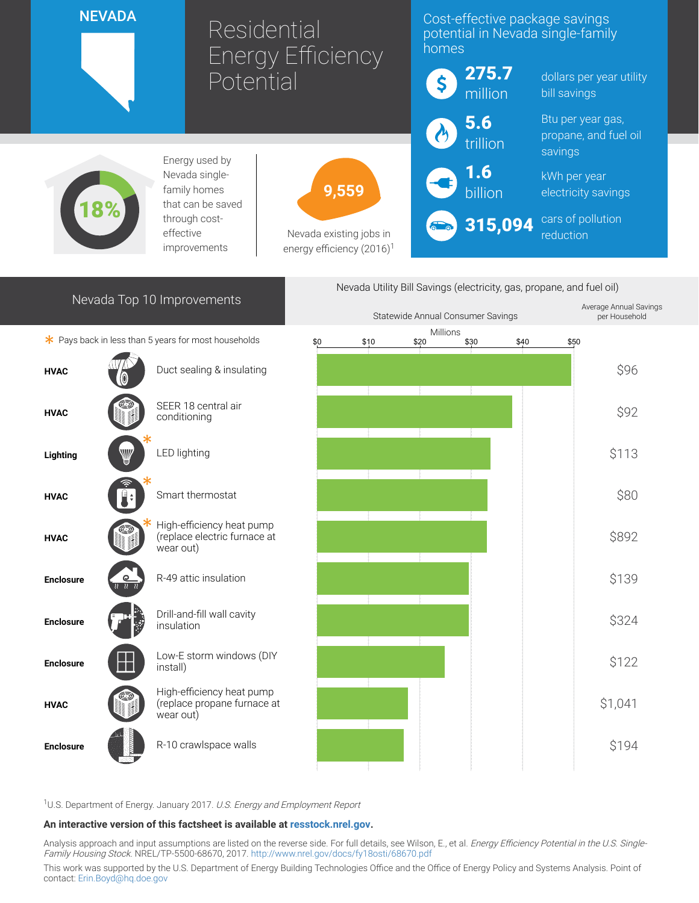# NEVADA

# Residential Energy Efficiency Potential

## Cost-effective package savings potential in Nevada single-family homes

- **275.7 million** dollars per year utility bill savings
- **5.6 trillion** Btu per year gas, propane, and fuel oil savings
- **1.6 billion** kWh per year electricity savings
- **315,094** cars of pollution reduction

**18%** Energy used by Nevada single-family homes that can be saved through cost-effective improvements

**9,559** Nevada existing jobs in energy efficiency (2016)[1]

## Nevada Top 10 Improvements

Nevada Utility Bill Savings (electricity, gas, propane, and fuel oil)

* Pays back in less than 5 years for most households

| Category | Improvement | Statewide Annual Consumer Savings (Millions, approx.) | Average Annual Savings per Household |
|---|---|---|---|
| HVAC | Duct sealing & insulating | ~$50 | $96 |
| HVAC | SEER 18 central air conditioning | ~$38 | $92 |
| Lighting | LED lighting * | ~$34 | $113 |
| HVAC | Smart thermostat * | ~$33 | $80 |
| HVAC | High-efficiency heat pump (replace electric furnace at wear out) * | ~$33 | $892 |
| Enclosure | R-49 attic insulation | ~$30 | $139 |
| Enclosure | Drill-and-fill wall cavity insulation | ~$30 | $324 |
| Enclosure | Low-E storm windows (DIY install) | ~$25 | $122 |
| HVAC | High-efficiency heat pump (replace propane furnace at wear out) | ~$18 | $1,041 |
| Enclosure | R-10 crawlspace walls | ~$17 | $194 |

[1]U.S. Department of Energy. January 2017. *U.S. Energy and Employment Report*

**An interactive version of this factsheet is available at resstock.nrel.gov.**

Analysis approach and input assumptions are listed on the reverse side. For full details, see Wilson, E., et al. *Energy Efficiency Potential in the U.S. Single-Family Housing Stock.* NREL/TP-5500-68670, 2017. http://www.nrel.gov/docs/fy18osti/68670.pdf

This work was supported by the U.S. Department of Energy Building Technologies Office and the Office of Energy Policy and Systems Analysis. Point of contact: Erin.Boyd@hq.doe.gov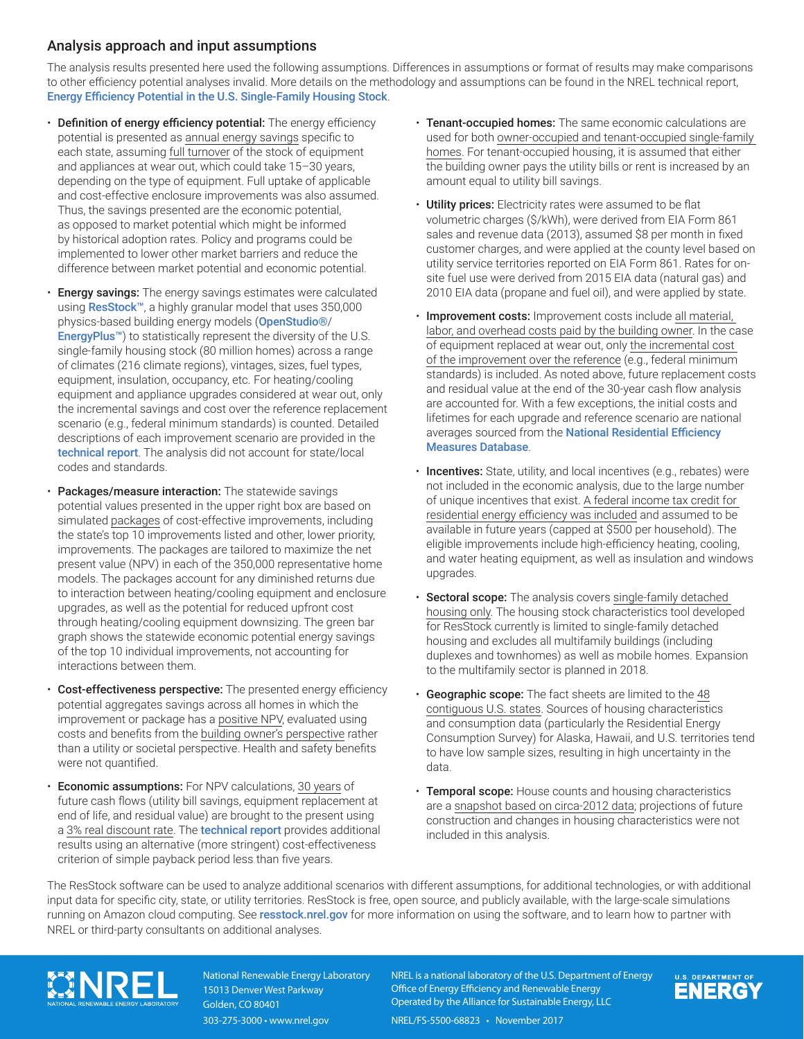## Analysis approach and input assumptions

The analysis results presented here used the following assumptions. Differences in assumptions or format of results may make comparisons to other efficiency potential analyses invalid. More details on the methodology and assumptions can be found in the NREL technical report, Energy Efficiency Potential in the U.S. Single-Family Housing Stock.

- **Definition of energy efficiency potential:** The energy efficiency potential is presented as annual energy savings specific to each state, assuming full turnover of the stock of equipment and appliances at wear out, which could take 15–30 years, depending on the type of equipment. Full uptake of applicable and cost-effective enclosure improvements was also assumed. Thus, the savings presented are the economic potential, as opposed to market potential which might be informed by historical adoption rates. Policy and programs could be implemented to lower other market barriers and reduce the difference between market potential and economic potential.
- **Energy savings:** The energy savings estimates were calculated using ResStock™, a highly granular model that uses 350,000 physics-based building energy models (OpenStudio®/ EnergyPlus™) to statistically represent the diversity of the U.S. single-family housing stock (80 million homes) across a range of climates (216 climate regions), vintages, sizes, fuel types, equipment, insulation, occupancy, etc. For heating/cooling equipment and appliance upgrades considered at wear out, only the incremental savings and cost over the reference replacement scenario (e.g., federal minimum standards) is counted. Detailed descriptions of each improvement scenario are provided in the technical report. The analysis did not account for state/local codes and standards.
- **Packages/measure interaction:** The statewide savings potential values presented in the upper right box are based on simulated packages of cost-effective improvements, including the state's top 10 improvements listed and other, lower priority, improvements. The packages are tailored to maximize the net present value (NPV) in each of the 350,000 representative home models. The packages account for any diminished returns due to interaction between heating/cooling equipment and enclosure upgrades, as well as the potential for reduced upfront cost through heating/cooling equipment downsizing. The green bar graph shows the statewide economic potential energy savings of the top 10 individual improvements, not accounting for interactions between them.
- **Cost-effectiveness perspective:** The presented energy efficiency potential aggregates savings across all homes in which the improvement or package has a positive NPV, evaluated using costs and benefits from the building owner's perspective rather than a utility or societal perspective. Health and safety benefits were not quantified.
- **Economic assumptions:** For NPV calculations, 30 years of future cash flows (utility bill savings, equipment replacement at end of life, and residual value) are brought to the present using a 3% real discount rate. The technical report provides additional results using an alternative (more stringent) cost-effectiveness criterion of simple payback period less than five years.
- **Tenant-occupied homes:** The same economic calculations are used for both owner-occupied and tenant-occupied single-family homes. For tenant-occupied housing, it is assumed that either the building owner pays the utility bills or rent is increased by an amount equal to utility bill savings.
- **Utility prices:** Electricity rates were assumed to be flat volumetric charges ($/kWh), were derived from EIA Form 861 sales and revenue data (2013), assumed $8 per month in fixed customer charges, and were applied at the county level based on utility service territories reported on EIA Form 861. Rates for on-site fuel use were derived from 2015 EIA data (natural gas) and 2010 EIA data (propane and fuel oil), and were applied by state.
- **Improvement costs:** Improvement costs include all material, labor, and overhead costs paid by the building owner. In the case of equipment replaced at wear out, only the incremental cost of the improvement over the reference (e.g., federal minimum standards) is included. As noted above, future replacement costs and residual value at the end of the 30-year cash flow analysis are accounted for. With a few exceptions, the initial costs and lifetimes for each upgrade and reference scenario are national averages sourced from the National Residential Efficiency Measures Database.
- **Incentives:** State, utility, and local incentives (e.g., rebates) were not included in the economic analysis, due to the large number of unique incentives that exist. A federal income tax credit for residential energy efficiency was included and assumed to be available in future years (capped at $500 per household). The eligible improvements include high-efficiency heating, cooling, and water heating equipment, as well as insulation and windows upgrades.
- **Sectoral scope:** The analysis covers single-family detached housing only. The housing stock characteristics tool developed for ResStock currently is limited to single-family detached housing and excludes all multifamily buildings (including duplexes and townhomes) as well as mobile homes. Expansion to the multifamily sector is planned in 2018.
- **Geographic scope:** The fact sheets are limited to the 48 contiguous U.S. states. Sources of housing characteristics and consumption data (particularly the Residential Energy Consumption Survey) for Alaska, Hawaii, and U.S. territories tend to have low sample sizes, resulting in high uncertainty in the data.
- **Temporal scope:** House counts and housing characteristics are a snapshot based on circa-2012 data; projections of future construction and changes in housing characteristics were not included in this analysis.

The ResStock software can be used to analyze additional scenarios with different assumptions, for additional technologies, or with additional input data for specific city, state, or utility territories. ResStock is free, open source, and publicly available, with the large-scale simulations running on Amazon cloud computing. See resstock.nrel.gov for more information on using the software, and to learn how to partner with NREL or third-party consultants on additional analyses.

NREL
NATIONAL RENEWABLE ENERGY LABORATORY

National Renewable Energy Laboratory
15013 Denver West Parkway
Golden, CO 80401
303-275-3000 • www.nrel.gov

NREL is a national laboratory of the U.S. Department of Energy
Office of Energy Efficiency and Renewable Energy
Operated by the Alliance for Sustainable Energy, LLC

NREL/FS-5500-68823 • November 2017

U.S. DEPARTMENT OF ENERGY